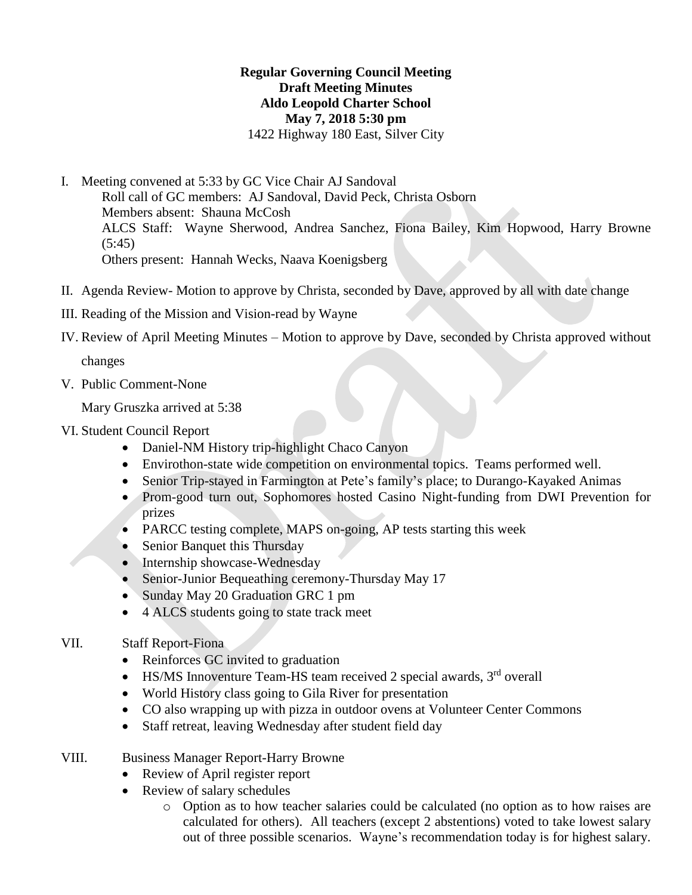**Regular Governing Council Meeting**
**Draft Meeting Minutes**
**Aldo Leopold Charter School**
**May 7, 2018 5:30 pm**
1422 Highway 180 East, Silver City

I. Meeting convened at 5:33 by GC Vice Chair AJ Sandoval
   Roll call of GC members: AJ Sandoval, David Peck, Christa Osborn
   Members absent: Shauna McCosh
   ALCS Staff: Wayne Sherwood, Andrea Sanchez, Fiona Bailey, Kim Hopwood, Harry Browne (5:45)
   Others present: Hannah Wecks, Naava Koenigsberg

II. Agenda Review- Motion to approve by Christa, seconded by Dave, approved by all with date change

III. Reading of the Mission and Vision-read by Wayne

IV. Review of April Meeting Minutes – Motion to approve by Dave, seconded by Christa approved without changes

V. Public Comment-None

   Mary Gruszka arrived at 5:38

VI. Student Council Report
   - Daniel-NM History trip-highlight Chaco Canyon
   - Envirothon-state wide competition on environmental topics. Teams performed well.
   - Senior Trip-stayed in Farmington at Pete's family's place; to Durango-Kayaked Animas
   - Prom-good turn out, Sophomores hosted Casino Night-funding from DWI Prevention for prizes
   - PARCC testing complete, MAPS on-going, AP tests starting this week
   - Senior Banquet this Thursday
   - Internship showcase-Wednesday
   - Senior-Junior Bequeathing ceremony-Thursday May 17
   - Sunday May 20 Graduation GRC 1 pm
   - 4 ALCS students going to state track meet

VII. Staff Report-Fiona
   - Reinforces GC invited to graduation
   - HS/MS Innoventure Team-HS team received 2 special awards, 3rd overall
   - World History class going to Gila River for presentation
   - CO also wrapping up with pizza in outdoor ovens at Volunteer Center Commons
   - Staff retreat, leaving Wednesday after student field day

VIII. Business Manager Report-Harry Browne
   - Review of April register report
   - Review of salary schedules
     - Option as to how teacher salaries could be calculated (no option as to how raises are calculated for others). All teachers (except 2 abstentions) voted to take lowest salary out of three possible scenarios. Wayne's recommendation today is for highest salary.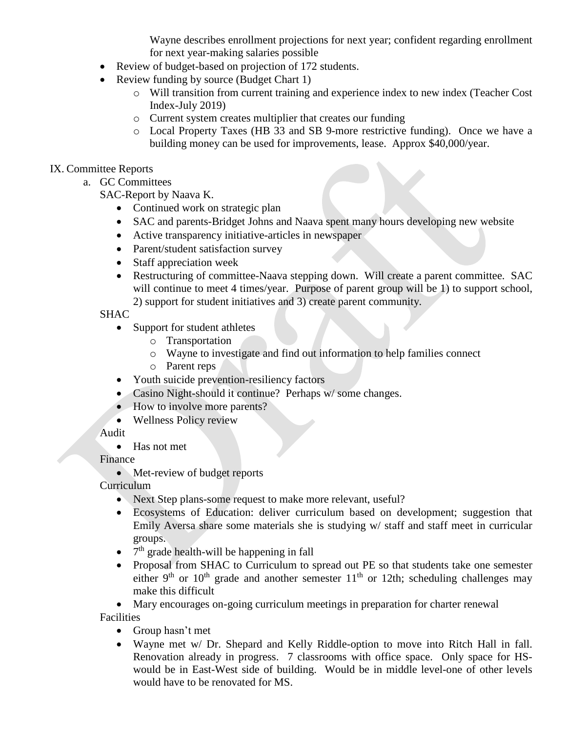Wayne describes enrollment projections for next year; confident regarding enrollment for next year-making salaries possible

- Review of budget-based on projection of 172 students.
- Review funding by source (Budget Chart 1)
  - Will transition from current training and experience index to new index (Teacher Cost Index-July 2019)
  - Current system creates multiplier that creates our funding
  - Local Property Taxes (HB 33 and SB 9-more restrictive funding). Once we have a building money can be used for improvements, lease. Approx $40,000/year.

IX. Committee Reports

a. GC Committees

SAC-Report by Naava K.

- Continued work on strategic plan
- SAC and parents-Bridget Johns and Naava spent many hours developing new website
- Active transparency initiative-articles in newspaper
- Parent/student satisfaction survey
- Staff appreciation week
- Restructuring of committee-Naava stepping down. Will create a parent committee. SAC will continue to meet 4 times/year. Purpose of parent group will be 1) to support school, 2) support for student initiatives and 3) create parent community.

SHAC

- Support for student athletes
  - Transportation
  - Wayne to investigate and find out information to help families connect
  - Parent reps
- Youth suicide prevention-resiliency factors
- Casino Night-should it continue? Perhaps w/ some changes.
- How to involve more parents?
- Wellness Policy review

Audit

- Has not met

Finance

- Met-review of budget reports

Curriculum

- Next Step plans-some request to make more relevant, useful?
- Ecosystems of Education: deliver curriculum based on development; suggestion that Emily Aversa share some materials she is studying w/ staff and staff meet in curricular groups.
- 7th grade health-will be happening in fall
- Proposal from SHAC to Curriculum to spread out PE so that students take one semester either 9th or 10th grade and another semester 11th or 12th; scheduling challenges may make this difficult
- Mary encourages on-going curriculum meetings in preparation for charter renewal

Facilities

- Group hasn't met
- Wayne met w/ Dr. Shepard and Kelly Riddle-option to move into Ritch Hall in fall. Renovation already in progress. 7 classrooms with office space. Only space for HS-would be in East-West side of building. Would be in middle level-one of other levels would have to be renovated for MS.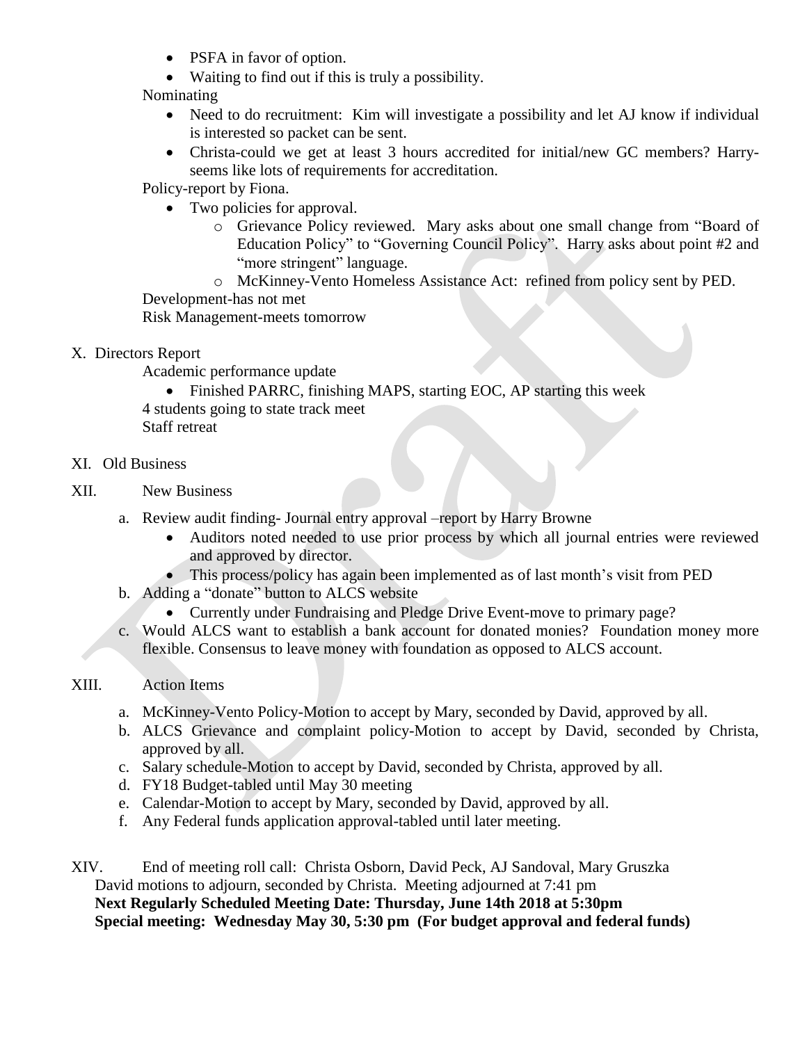- PSFA in favor of option.
- Waiting to find out if this is truly a possibility.

Nominating

- Need to do recruitment: Kim will investigate a possibility and let AJ know if individual is interested so packet can be sent.
- Christa-could we get at least 3 hours accredited for initial/new GC members? Harry-seems like lots of requirements for accreditation.

Policy-report by Fiona.

- Two policies for approval.
  - Grievance Policy reviewed. Mary asks about one small change from "Board of Education Policy" to "Governing Council Policy". Harry asks about point #2 and "more stringent" language.
  - McKinney-Vento Homeless Assistance Act: refined from policy sent by PED.

Development-has not met

Risk Management-meets tomorrow

X. Directors Report

Academic performance update

- Finished PARRC, finishing MAPS, starting EOC, AP starting this week

4 students going to state track meet

Staff retreat

XI. Old Business

XII. New Business

a. Review audit finding- Journal entry approval –report by Harry Browne
   - Auditors noted needed to use prior process by which all journal entries were reviewed and approved by director.
   - This process/policy has again been implemented as of last month's visit from PED
b. Adding a "donate" button to ALCS website
   - Currently under Fundraising and Pledge Drive Event-move to primary page?
c. Would ALCS want to establish a bank account for donated monies? Foundation money more flexible. Consensus to leave money with foundation as opposed to ALCS account.

XIII. Action Items

a. McKinney-Vento Policy-Motion to accept by Mary, seconded by David, approved by all.
b. ALCS Grievance and complaint policy-Motion to accept by David, seconded by Christa, approved by all.
c. Salary schedule-Motion to accept by David, seconded by Christa, approved by all.
d. FY18 Budget-tabled until May 30 meeting
e. Calendar-Motion to accept by Mary, seconded by David, approved by all.
f. Any Federal funds application approval-tabled until later meeting.

XIV. End of meeting roll call: Christa Osborn, David Peck, AJ Sandoval, Mary Gruszka

David motions to adjourn, seconded by Christa. Meeting adjourned at 7:41 pm

**Next Regularly Scheduled Meeting Date: Thursday, June 14th 2018 at 5:30pm**

**Special meeting: Wednesday May 30, 5:30 pm (For budget approval and federal funds)**